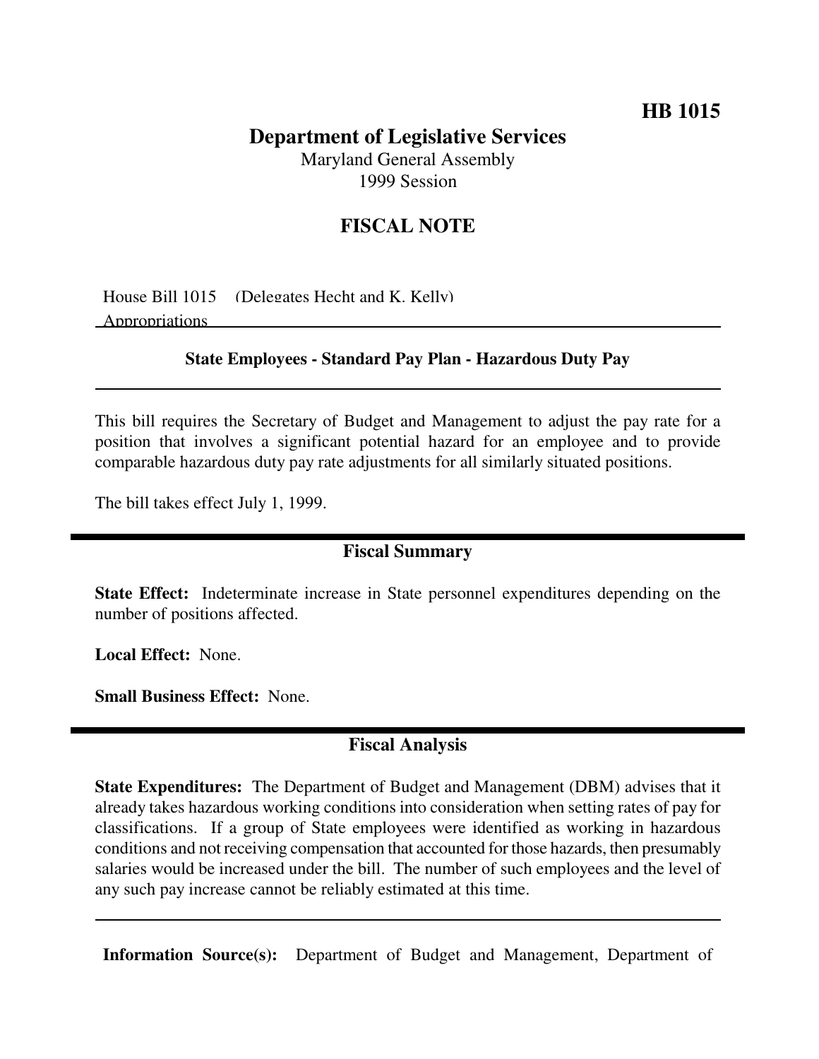**HB 1015**

# Department of Legislative Services

Maryland General Assembly
1999 Session

## FISCAL NOTE

House Bill 1015 (Delegates Hecht and K. Kelly)
Appropriations

**State Employees - Standard Pay Plan - Hazardous Duty Pay**

This bill requires the Secretary of Budget and Management to adjust the pay rate for a position that involves a significant potential hazard for an employee and to provide comparable hazardous duty pay rate adjustments for all similarly situated positions.

The bill takes effect July 1, 1999.

## Fiscal Summary

**State Effect:** Indeterminate increase in State personnel expenditures depending on the number of positions affected.

**Local Effect:** None.

**Small Business Effect:** None.

## Fiscal Analysis

**State Expenditures:** The Department of Budget and Management (DBM) advises that it already takes hazardous working conditions into consideration when setting rates of pay for classifications. If a group of State employees were identified as working in hazardous conditions and not receiving compensation that accounted for those hazards, then presumably salaries would be increased under the bill. The number of such employees and the level of any such pay increase cannot be reliably estimated at this time.

**Information Source(s):** Department of Budget and Management, Department of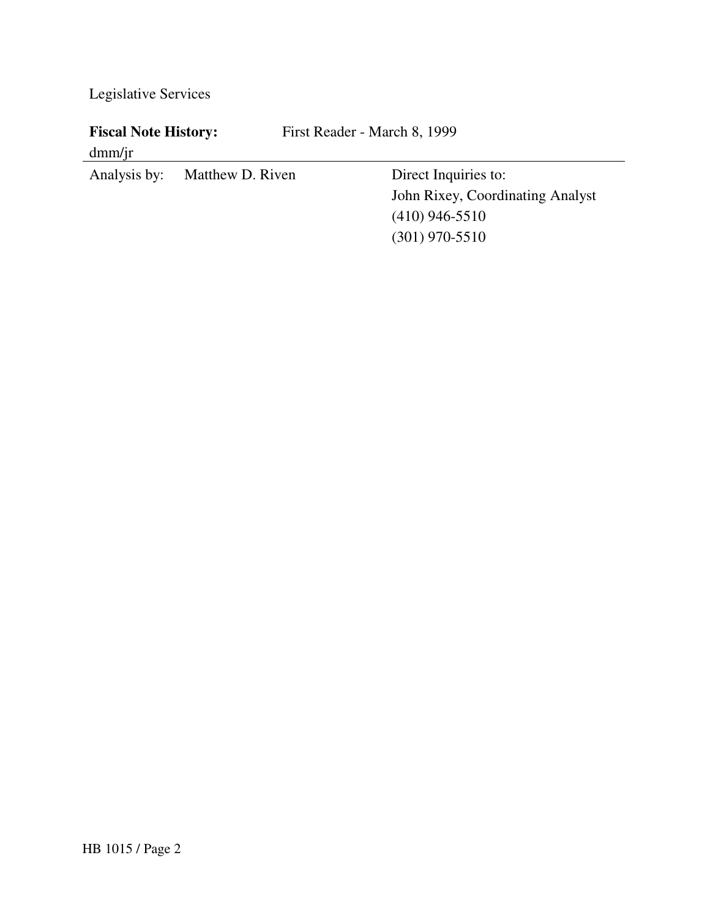Legislative Services

**Fiscal Note History:** First Reader - March 8, 1999

dmm/jr

---

Analysis by: Matthew D. Riven

Direct Inquiries to:
John Rixey, Coordinating Analyst
(410) 946-5510
(301) 970-5510